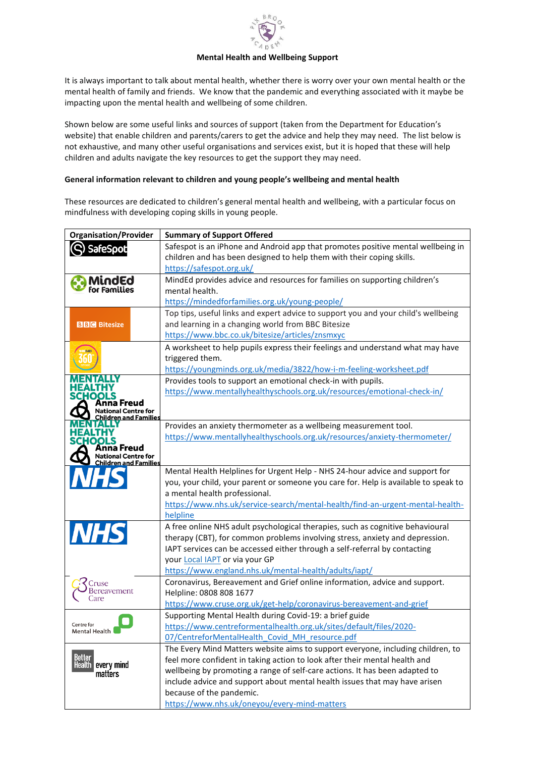## Mental Health and Wellbeing Support

It is always important to talk about mental health, whether there is worry over your own mental health or the mental health of family and friends. We know that the pandemic and everything associated with it maybe be impacting upon the mental health and wellbeing of some children.

Shown below are some useful links and sources of support (taken from the Department for Education's website) that enable children and parents/carers to get the advice and help they may need. The list below is not exhaustive, and many other useful organisations and services exist, but it is hoped that these will help children and adults navigate the key resources to get the support they may need.

**General information relevant to children and young people's wellbeing and mental health**

These resources are dedicated to children's general mental health and wellbeing, with a particular focus on mindfulness with developing coping skills in young people.

| Organisation/Provider | Summary of Support Offered |
|---|---|
| SafeSpot | Safespot is an iPhone and Android app that promotes positive mental wellbeing in children and has been designed to help them with their coping skills. https://safespot.org.uk/ |
| MindEd for Families | MindEd provides advice and resources for families on supporting children's mental health. https://mindedforfamilies.org.uk/young-people/ |
| BBC Bitesize | Top tips, useful links and expert advice to support you and your child's wellbeing and learning in a changing world from BBC Bitesize https://www.bbc.co.uk/bitesize/articles/znsmxyc |
| 360° | A worksheet to help pupils express their feelings and understand what may have triggered them. https://youngminds.org.uk/media/3822/how-i-m-feeling-worksheet.pdf |
| Mentally Healthy Schools – Anna Freud National Centre for Children and Families | Provides tools to support an emotional check-in with pupils. https://www.mentallyhealthyschools.org.uk/resources/emotional-check-in/ |
| Mentally Healthy Schools – Anna Freud National Centre for Children and Families | Provides an anxiety thermometer as a wellbeing measurement tool. https://www.mentallyhealthyschools.org.uk/resources/anxiety-thermometer/ |
| NHS | Mental Health Helplines for Urgent Help - NHS 24-hour advice and support for you, your child, your parent or someone you care for. Help is available to speak to a mental health professional. https://www.nhs.uk/service-search/mental-health/find-an-urgent-mental-health-helpline |
| NHS | A free online NHS adult psychological therapies, such as cognitive behavioural therapy (CBT), for common problems involving stress, anxiety and depression. IAPT services can be accessed either through a self-referral by contacting your Local IAPT or via your GP https://www.england.nhs.uk/mental-health/adults/iapt/ |
| Cruse Bereavement Care | Coronavirus, Bereavement and Grief online information, advice and support. Helpline: 0808 808 1677 https://www.cruse.org.uk/get-help/coronavirus-bereavement-and-grief |
| Centre for Mental Health | Supporting Mental Health during Covid-19: a brief guide https://www.centreformentalhealth.org.uk/sites/default/files/2020-07/CentreforMentalHealth_Covid_MH_resource.pdf |
| Better Health every mind matters | The Every Mind Matters website aims to support everyone, including children, to feel more confident in taking action to look after their mental health and wellbeing by promoting a range of self-care actions. It has been adapted to include advice and support about mental health issues that may have arisen because of the pandemic. https://www.nhs.uk/oneyou/every-mind-matters |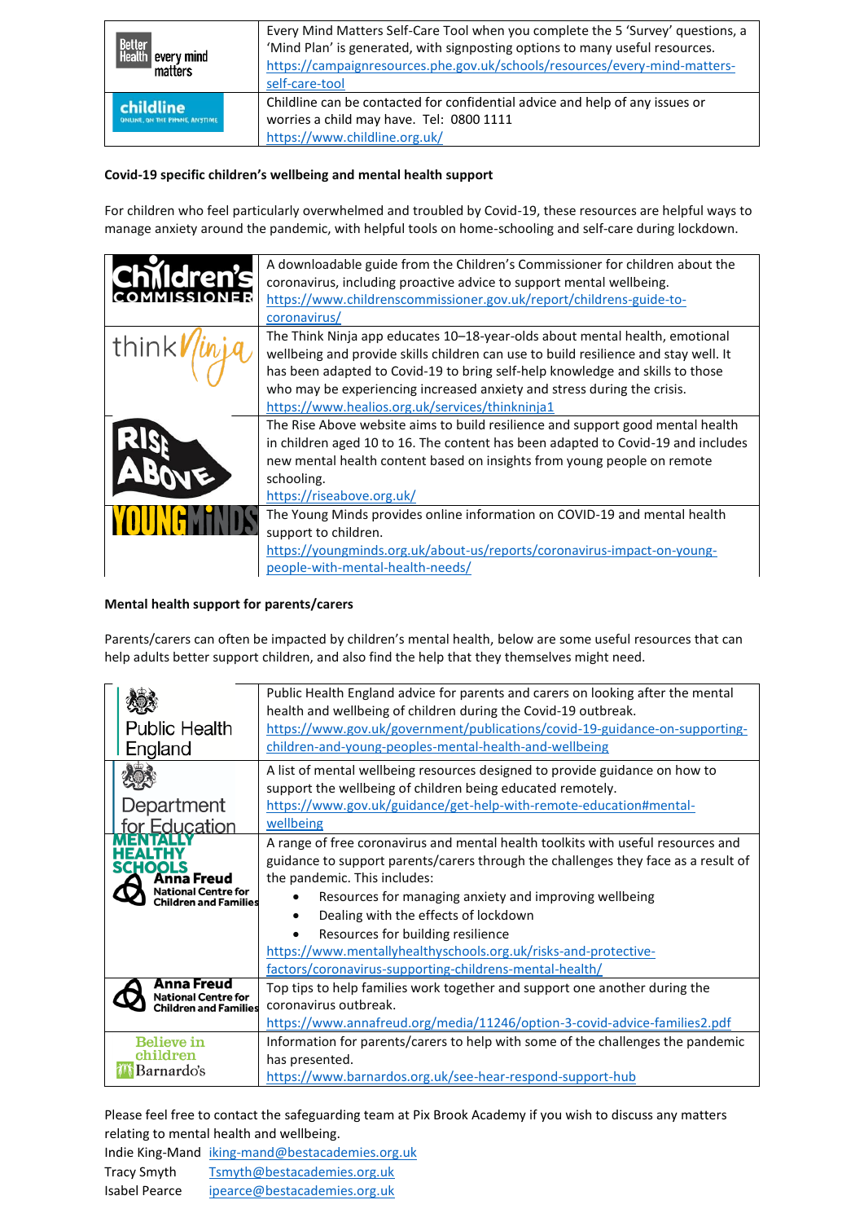| | |
|---|---|
| Better Health every mind matters | Every Mind Matters Self-Care Tool when you complete the 5 'Survey' questions, a 'Mind Plan' is generated, with signposting options to many useful resources. https://campaignresources.phe.gov.uk/schools/resources/every-mind-matters-self-care-tool |
| childline ONLINE, ON THE PHONE, ANYTIME | Childline can be contacted for confidential advice and help of any issues or worries a child may have. Tel: 0800 1111 https://www.childline.org.uk/ |

**Covid-19 specific children's wellbeing and mental health support**

For children who feel particularly overwhelmed and troubled by Covid-19, these resources are helpful ways to manage anxiety around the pandemic, with helpful tools on home-schooling and self-care during lockdown.

| | |
|---|---|
| Children's Commissioner | A downloadable guide from the Children's Commissioner for children about the coronavirus, including proactive advice to support mental wellbeing. https://www.childrenscommissioner.gov.uk/report/childrens-guide-to-coronavirus/ |
| think Ninja | The Think Ninja app educates 10–18-year-olds about mental health, emotional wellbeing and provide skills children can use to build resilience and stay well. It has been adapted to Covid-19 to bring self-help knowledge and skills to those who may be experiencing increased anxiety and stress during the crisis. https://www.healios.org.uk/services/thinkninja1 |
| Rise Above | The Rise Above website aims to build resilience and support good mental health in children aged 10 to 16. The content has been adapted to Covid-19 and includes new mental health content based on insights from young people on remote schooling. https://riseabove.org.uk/ |
| Young Minds | The Young Minds provides online information on COVID-19 and mental health support to children. https://youngminds.org.uk/about-us/reports/coronavirus-impact-on-young-people-with-mental-health-needs/ |

**Mental health support for parents/carers**

Parents/carers can often be impacted by children's mental health, below are some useful resources that can help adults better support children, and also find the help that they themselves might need.

| | |
|---|---|
| Public Health England | Public Health England advice for parents and carers on looking after the mental health and wellbeing of children during the Covid-19 outbreak. https://www.gov.uk/government/publications/covid-19-guidance-on-supporting-children-and-young-peoples-mental-health-and-wellbeing |
| Department for Education | A list of mental wellbeing resources designed to provide guidance on how to support the wellbeing of children being educated remotely. https://www.gov.uk/guidance/get-help-with-remote-education#mental-wellbeing |
| Mentally Healthy Schools / Anna Freud National Centre for Children and Families | A range of free coronavirus and mental health toolkits with useful resources and guidance to support parents/carers through the challenges they face as a result of the pandemic. This includes:<br>• Resources for managing anxiety and improving wellbeing<br>• Dealing with the effects of lockdown<br>• Resources for building resilience<br>https://www.mentallyhealthyschools.org.uk/risks-and-protective-factors/coronavirus-supporting-childrens-mental-health/ |
| Anna Freud National Centre for Children and Families | Top tips to help families work together and support one another during the coronavirus outbreak. https://www.annafreud.org/media/11246/option-3-covid-advice-families2.pdf |
| Believe in children Barnardo's | Information for parents/carers to help with some of the challenges the pandemic has presented. https://www.barnardos.org.uk/see-hear-respond-support-hub |

Please feel free to contact the safeguarding team at Pix Brook Academy if you wish to discuss any matters relating to mental health and wellbeing.

Indie King-Mand iking-mand@bestacademies.org.uk
Tracy Smyth Tsmyth@bestacademies.org.uk
Isabel Pearce ipearce@bestacademies.org.uk